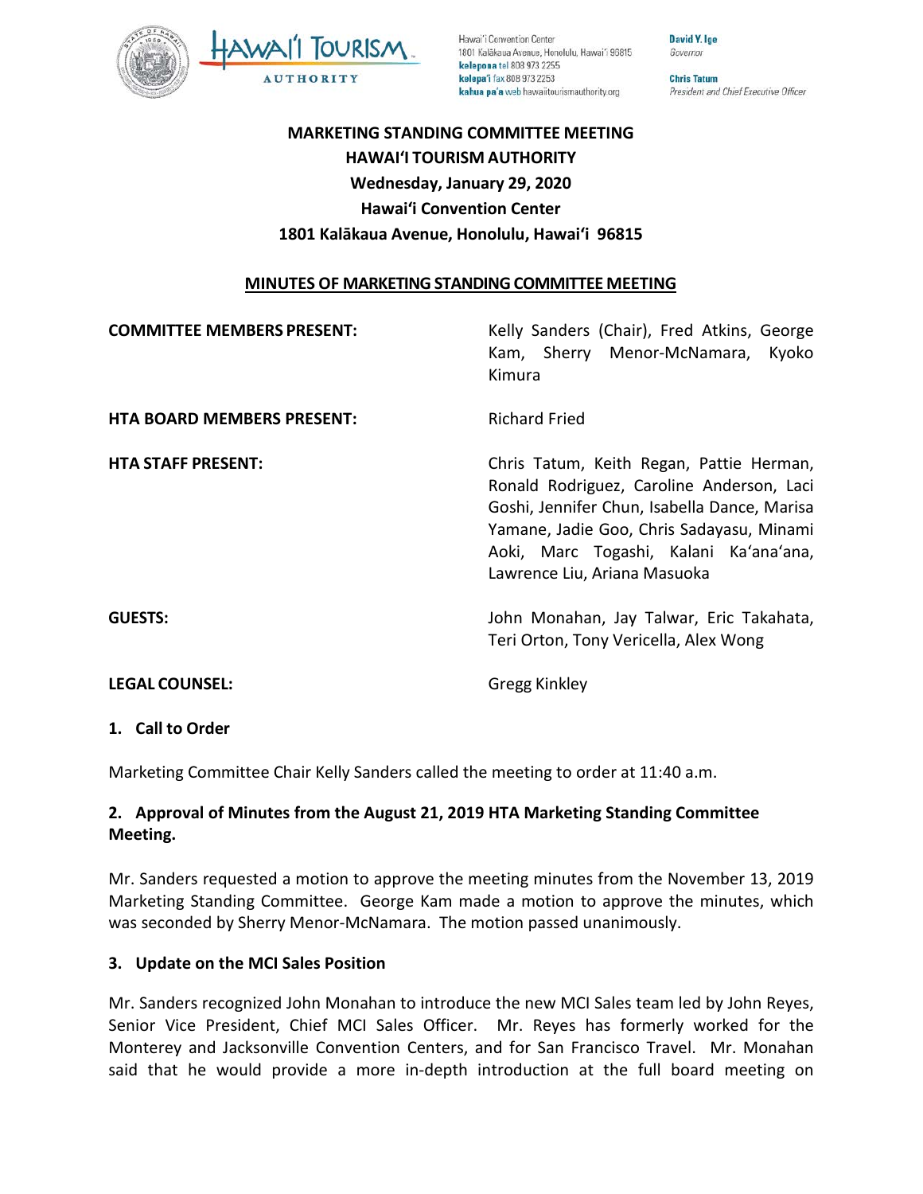Hawai'i Convention Center
1801 Kalākaua Avenue, Honolulu, Hawai'i 96815
kelepona tel 808 973 2255
kelepa'i fax 808 973 2253
kahua pa'a web hawaiitourismauthority.org

**David Y. Ige**
*Governor*

**Chris Tatum**
*President and Chief Executive Officer*

# MARKETING STANDING COMMITTEE MEETING
## HAWAIʻI TOURISM AUTHORITY
## Wednesday, January 29, 2020
## Hawaiʻi Convention Center
## 1801 Kalākaua Avenue, Honolulu, Hawaiʻi 96815

**MINUTES OF MARKETING STANDING COMMITTEE MEETING**

**COMMITTEE MEMBERS PRESENT:** Kelly Sanders (Chair), Fred Atkins, George Kam, Sherry Menor-McNamara, Kyoko Kimura

**HTA BOARD MEMBERS PRESENT:** Richard Fried

**HTA STAFF PRESENT:** Chris Tatum, Keith Regan, Pattie Herman, Ronald Rodriguez, Caroline Anderson, Laci Goshi, Jennifer Chun, Isabella Dance, Marisa Yamane, Jadie Goo, Chris Sadayasu, Minami Aoki, Marc Togashi, Kalani Kaʻanaʻana, Lawrence Liu, Ariana Masuoka

**GUESTS:** John Monahan, Jay Talwar, Eric Takahata, Teri Orton, Tony Vericella, Alex Wong

**LEGAL COUNSEL:** Gregg Kinkley

### 1. Call to Order

Marketing Committee Chair Kelly Sanders called the meeting to order at 11:40 a.m.

### 2. Approval of Minutes from the August 21, 2019 HTA Marketing Standing Committee Meeting.

Mr. Sanders requested a motion to approve the meeting minutes from the November 13, 2019 Marketing Standing Committee. George Kam made a motion to approve the minutes, which was seconded by Sherry Menor-McNamara. The motion passed unanimously.

### 3. Update on the MCI Sales Position

Mr. Sanders recognized John Monahan to introduce the new MCI Sales team led by John Reyes, Senior Vice President, Chief MCI Sales Officer. Mr. Reyes has formerly worked for the Monterey and Jacksonville Convention Centers, and for San Francisco Travel. Mr. Monahan said that he would provide a more in-depth introduction at the full board meeting on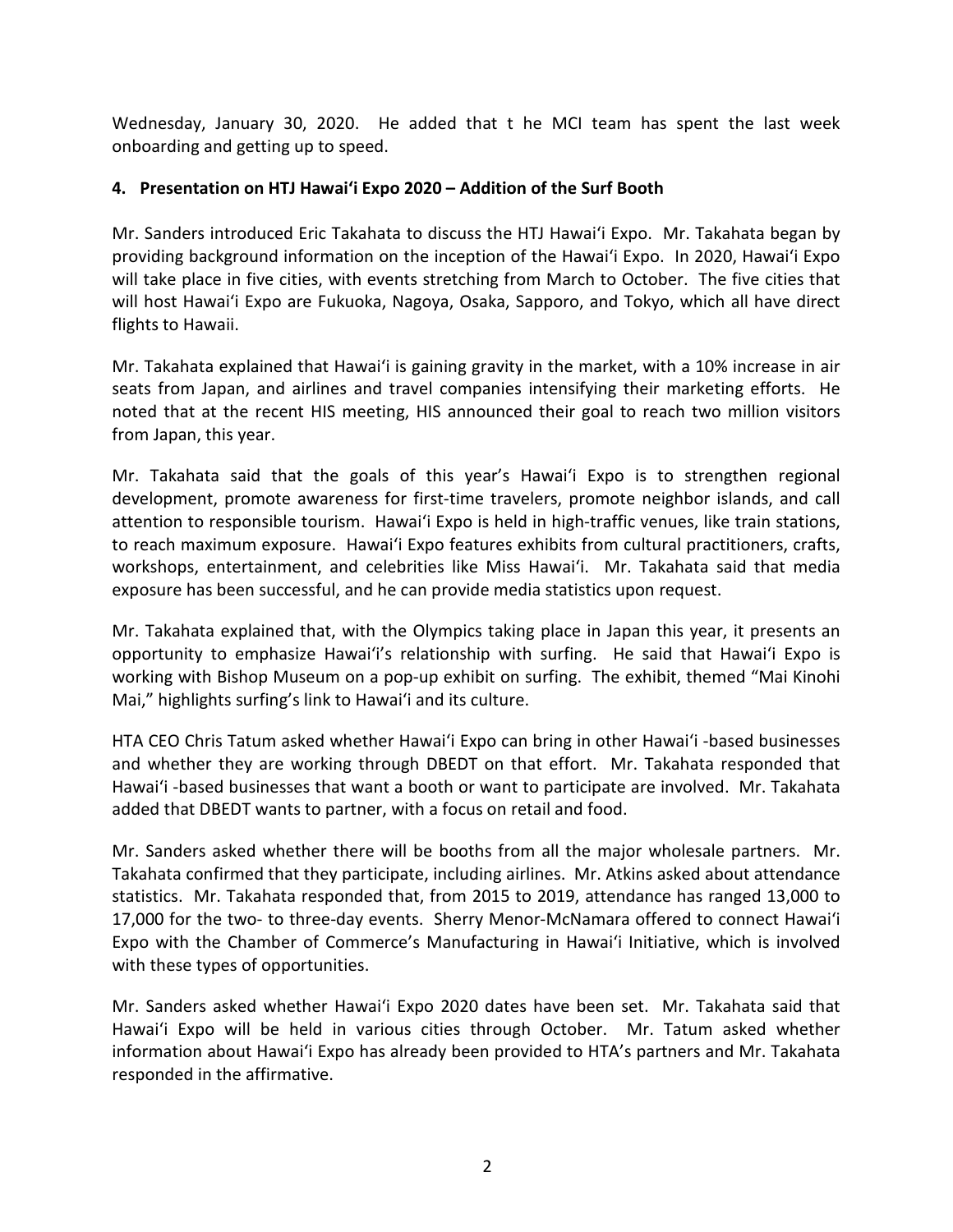Wednesday, January 30, 2020. He added that t he MCI team has spent the last week onboarding and getting up to speed.

**4. Presentation on HTJ Hawaiʻi Expo 2020 – Addition of the Surf Booth**

Mr. Sanders introduced Eric Takahata to discuss the HTJ Hawaiʻi Expo. Mr. Takahata began by providing background information on the inception of the Hawaiʻi Expo. In 2020, Hawaiʻi Expo will take place in five cities, with events stretching from March to October. The five cities that will host Hawaiʻi Expo are Fukuoka, Nagoya, Osaka, Sapporo, and Tokyo, which all have direct flights to Hawaii.

Mr. Takahata explained that Hawaiʻi is gaining gravity in the market, with a 10% increase in air seats from Japan, and airlines and travel companies intensifying their marketing efforts. He noted that at the recent HIS meeting, HIS announced their goal to reach two million visitors from Japan, this year.

Mr. Takahata said that the goals of this year's Hawaiʻi Expo is to strengthen regional development, promote awareness for first-time travelers, promote neighbor islands, and call attention to responsible tourism. Hawaiʻi Expo is held in high-traffic venues, like train stations, to reach maximum exposure. Hawaiʻi Expo features exhibits from cultural practitioners, crafts, workshops, entertainment, and celebrities like Miss Hawaiʻi. Mr. Takahata said that media exposure has been successful, and he can provide media statistics upon request.

Mr. Takahata explained that, with the Olympics taking place in Japan this year, it presents an opportunity to emphasize Hawaiʻi's relationship with surfing. He said that Hawaiʻi Expo is working with Bishop Museum on a pop-up exhibit on surfing. The exhibit, themed "Mai Kinohi Mai," highlights surfing's link to Hawaiʻi and its culture.

HTA CEO Chris Tatum asked whether Hawaiʻi Expo can bring in other Hawaiʻi -based businesses and whether they are working through DBEDT on that effort. Mr. Takahata responded that Hawaiʻi -based businesses that want a booth or want to participate are involved. Mr. Takahata added that DBEDT wants to partner, with a focus on retail and food.

Mr. Sanders asked whether there will be booths from all the major wholesale partners. Mr. Takahata confirmed that they participate, including airlines. Mr. Atkins asked about attendance statistics. Mr. Takahata responded that, from 2015 to 2019, attendance has ranged 13,000 to 17,000 for the two- to three-day events. Sherry Menor-McNamara offered to connect Hawaiʻi Expo with the Chamber of Commerce's Manufacturing in Hawaiʻi Initiative, which is involved with these types of opportunities.

Mr. Sanders asked whether Hawaiʻi Expo 2020 dates have been set. Mr. Takahata said that Hawaiʻi Expo will be held in various cities through October. Mr. Tatum asked whether information about Hawaiʻi Expo has already been provided to HTA's partners and Mr. Takahata responded in the affirmative.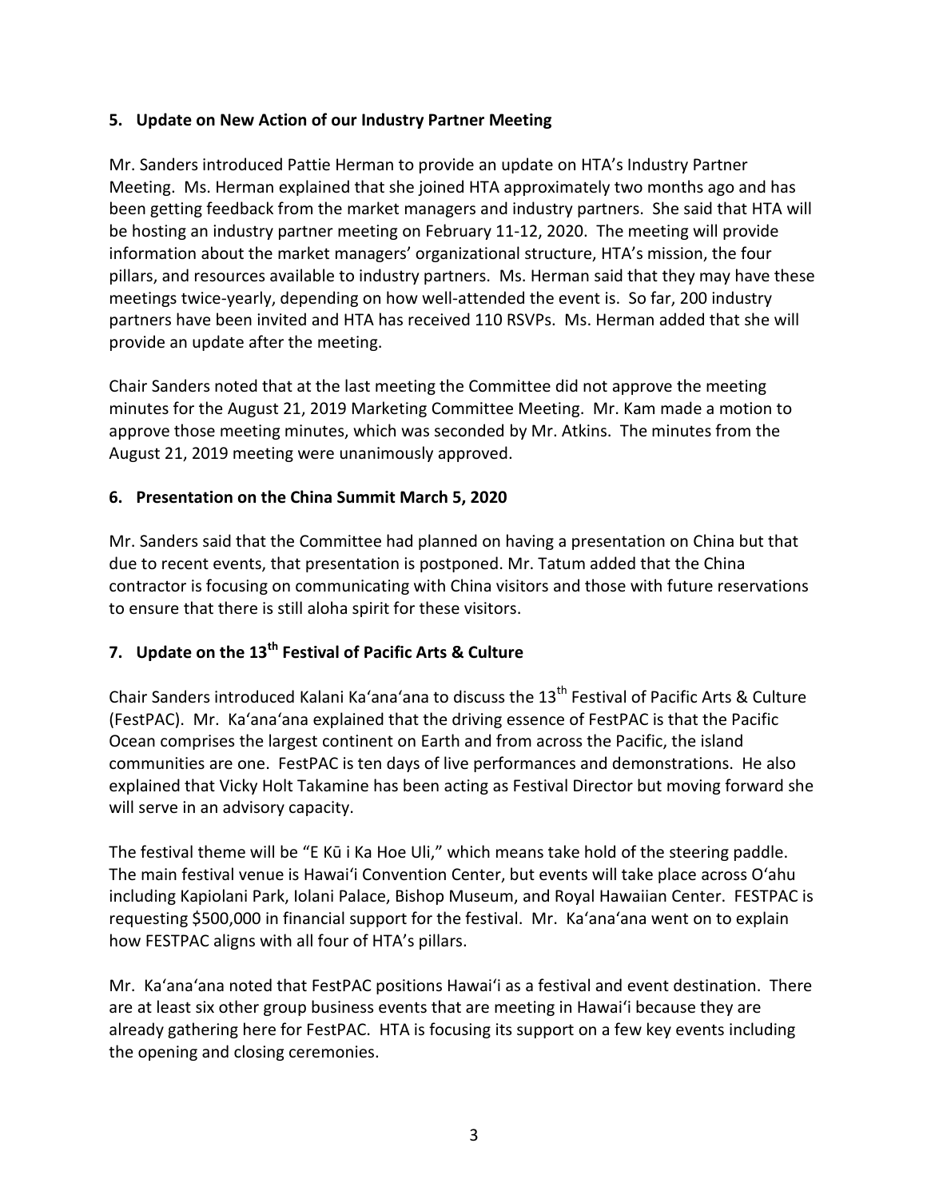**5. Update on New Action of our Industry Partner Meeting**

Mr. Sanders introduced Pattie Herman to provide an update on HTA's Industry Partner Meeting. Ms. Herman explained that she joined HTA approximately two months ago and has been getting feedback from the market managers and industry partners. She said that HTA will be hosting an industry partner meeting on February 11-12, 2020. The meeting will provide information about the market managers' organizational structure, HTA's mission, the four pillars, and resources available to industry partners. Ms. Herman said that they may have these meetings twice-yearly, depending on how well-attended the event is. So far, 200 industry partners have been invited and HTA has received 110 RSVPs. Ms. Herman added that she will provide an update after the meeting.

Chair Sanders noted that at the last meeting the Committee did not approve the meeting minutes for the August 21, 2019 Marketing Committee Meeting. Mr. Kam made a motion to approve those meeting minutes, which was seconded by Mr. Atkins. The minutes from the August 21, 2019 meeting were unanimously approved.

**6. Presentation on the China Summit March 5, 2020**

Mr. Sanders said that the Committee had planned on having a presentation on China but that due to recent events, that presentation is postponed. Mr. Tatum added that the China contractor is focusing on communicating with China visitors and those with future reservations to ensure that there is still aloha spirit for these visitors.

**7. Update on the 13th Festival of Pacific Arts & Culture**

Chair Sanders introduced Kalani Ka'ana'ana to discuss the 13th Festival of Pacific Arts & Culture (FestPAC). Mr. Ka'ana'ana explained that the driving essence of FestPAC is that the Pacific Ocean comprises the largest continent on Earth and from across the Pacific, the island communities are one. FestPAC is ten days of live performances and demonstrations. He also explained that Vicky Holt Takamine has been acting as Festival Director but moving forward she will serve in an advisory capacity.

The festival theme will be "E Kū i Ka Hoe Uli," which means take hold of the steering paddle. The main festival venue is Hawai'i Convention Center, but events will take place across O'ahu including Kapiolani Park, Iolani Palace, Bishop Museum, and Royal Hawaiian Center. FESTPAC is requesting $500,000 in financial support for the festival. Mr. Ka'ana'ana went on to explain how FESTPAC aligns with all four of HTA's pillars.

Mr. Ka'ana'ana noted that FestPAC positions Hawai'i as a festival and event destination. There are at least six other group business events that are meeting in Hawai'i because they are already gathering here for FestPAC. HTA is focusing its support on a few key events including the opening and closing ceremonies.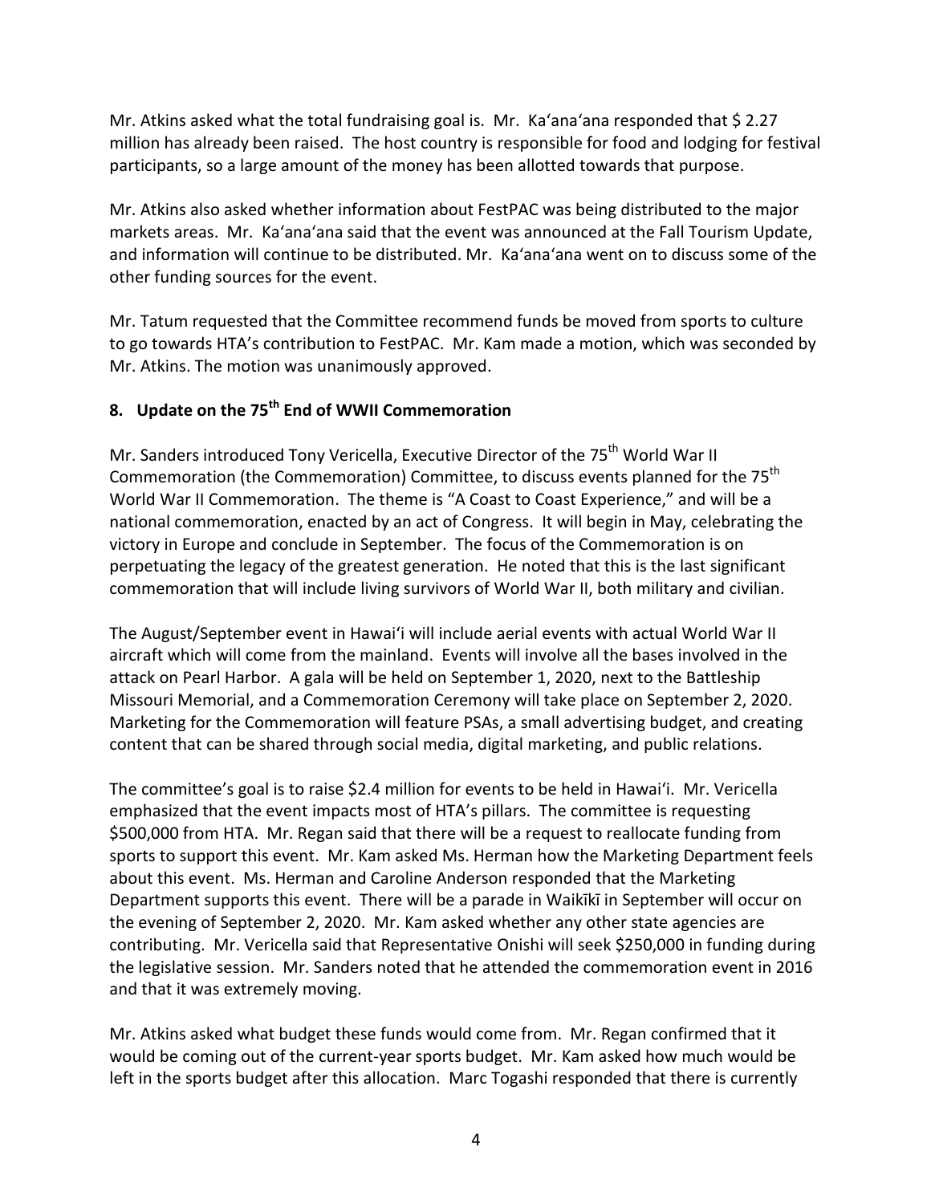Mr. Atkins asked what the total fundraising goal is. Mr. Ka'ana'ana responded that $ 2.27 million has already been raised. The host country is responsible for food and lodging for festival participants, so a large amount of the money has been allotted towards that purpose.

Mr. Atkins also asked whether information about FestPAC was being distributed to the major markets areas. Mr. Ka'ana'ana said that the event was announced at the Fall Tourism Update, and information will continue to be distributed. Mr. Ka'ana'ana went on to discuss some of the other funding sources for the event.

Mr. Tatum requested that the Committee recommend funds be moved from sports to culture to go towards HTA's contribution to FestPAC. Mr. Kam made a motion, which was seconded by Mr. Atkins. The motion was unanimously approved.

## 8. Update on the 75th End of WWII Commemoration

Mr. Sanders introduced Tony Vericella, Executive Director of the 75th World War II Commemoration (the Commemoration) Committee, to discuss events planned for the 75th World War II Commemoration. The theme is "A Coast to Coast Experience," and will be a national commemoration, enacted by an act of Congress. It will begin in May, celebrating the victory in Europe and conclude in September. The focus of the Commemoration is on perpetuating the legacy of the greatest generation. He noted that this is the last significant commemoration that will include living survivors of World War II, both military and civilian.

The August/September event in Hawai'i will include aerial events with actual World War II aircraft which will come from the mainland. Events will involve all the bases involved in the attack on Pearl Harbor. A gala will be held on September 1, 2020, next to the Battleship Missouri Memorial, and a Commemoration Ceremony will take place on September 2, 2020. Marketing for the Commemoration will feature PSAs, a small advertising budget, and creating content that can be shared through social media, digital marketing, and public relations.

The committee's goal is to raise $2.4 million for events to be held in Hawai'i. Mr. Vericella emphasized that the event impacts most of HTA's pillars. The committee is requesting $500,000 from HTA. Mr. Regan said that there will be a request to reallocate funding from sports to support this event. Mr. Kam asked Ms. Herman how the Marketing Department feels about this event. Ms. Herman and Caroline Anderson responded that the Marketing Department supports this event. There will be a parade in Waikīkī in September will occur on the evening of September 2, 2020. Mr. Kam asked whether any other state agencies are contributing. Mr. Vericella said that Representative Onishi will seek $250,000 in funding during the legislative session. Mr. Sanders noted that he attended the commemoration event in 2016 and that it was extremely moving.

Mr. Atkins asked what budget these funds would come from. Mr. Regan confirmed that it would be coming out of the current-year sports budget. Mr. Kam asked how much would be left in the sports budget after this allocation. Marc Togashi responded that there is currently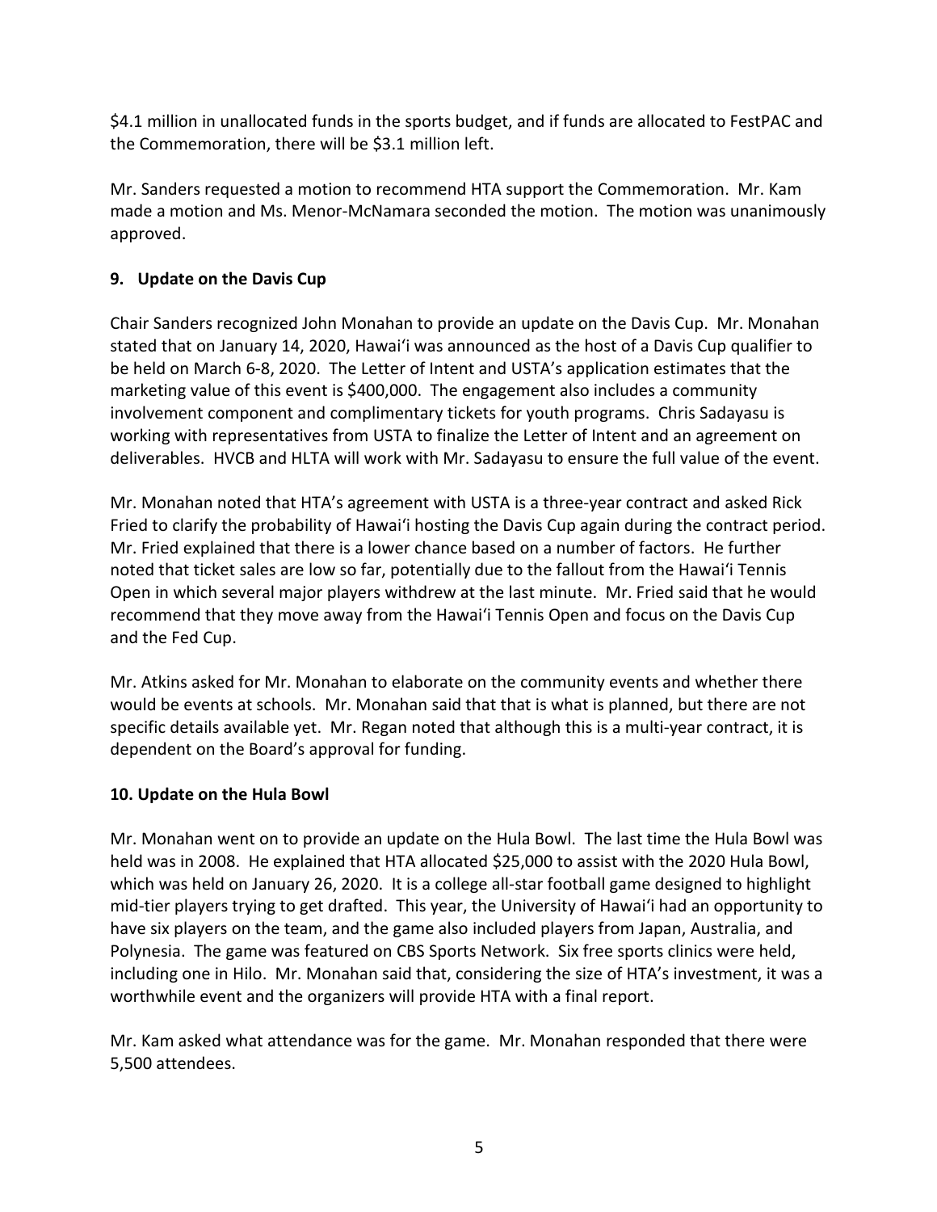$4.1 million in unallocated funds in the sports budget, and if funds are allocated to FestPAC and the Commemoration, there will be $3.1 million left.

Mr. Sanders requested a motion to recommend HTA support the Commemoration. Mr. Kam made a motion and Ms. Menor-McNamara seconded the motion. The motion was unanimously approved.

**9. Update on the Davis Cup**

Chair Sanders recognized John Monahan to provide an update on the Davis Cup. Mr. Monahan stated that on January 14, 2020, Hawaiʻi was announced as the host of a Davis Cup qualifier to be held on March 6-8, 2020. The Letter of Intent and USTA's application estimates that the marketing value of this event is $400,000. The engagement also includes a community involvement component and complimentary tickets for youth programs. Chris Sadayasu is working with representatives from USTA to finalize the Letter of Intent and an agreement on deliverables. HVCB and HLTA will work with Mr. Sadayasu to ensure the full value of the event.

Mr. Monahan noted that HTA's agreement with USTA is a three-year contract and asked Rick Fried to clarify the probability of Hawaiʻi hosting the Davis Cup again during the contract period. Mr. Fried explained that there is a lower chance based on a number of factors. He further noted that ticket sales are low so far, potentially due to the fallout from the Hawaiʻi Tennis Open in which several major players withdrew at the last minute. Mr. Fried said that he would recommend that they move away from the Hawaiʻi Tennis Open and focus on the Davis Cup and the Fed Cup.

Mr. Atkins asked for Mr. Monahan to elaborate on the community events and whether there would be events at schools. Mr. Monahan said that that is what is planned, but there are not specific details available yet. Mr. Regan noted that although this is a multi-year contract, it is dependent on the Board's approval for funding.

**10. Update on the Hula Bowl**

Mr. Monahan went on to provide an update on the Hula Bowl. The last time the Hula Bowl was held was in 2008. He explained that HTA allocated $25,000 to assist with the 2020 Hula Bowl, which was held on January 26, 2020. It is a college all-star football game designed to highlight mid-tier players trying to get drafted. This year, the University of Hawaiʻi had an opportunity to have six players on the team, and the game also included players from Japan, Australia, and Polynesia. The game was featured on CBS Sports Network. Six free sports clinics were held, including one in Hilo. Mr. Monahan said that, considering the size of HTA's investment, it was a worthwhile event and the organizers will provide HTA with a final report.

Mr. Kam asked what attendance was for the game. Mr. Monahan responded that there were 5,500 attendees.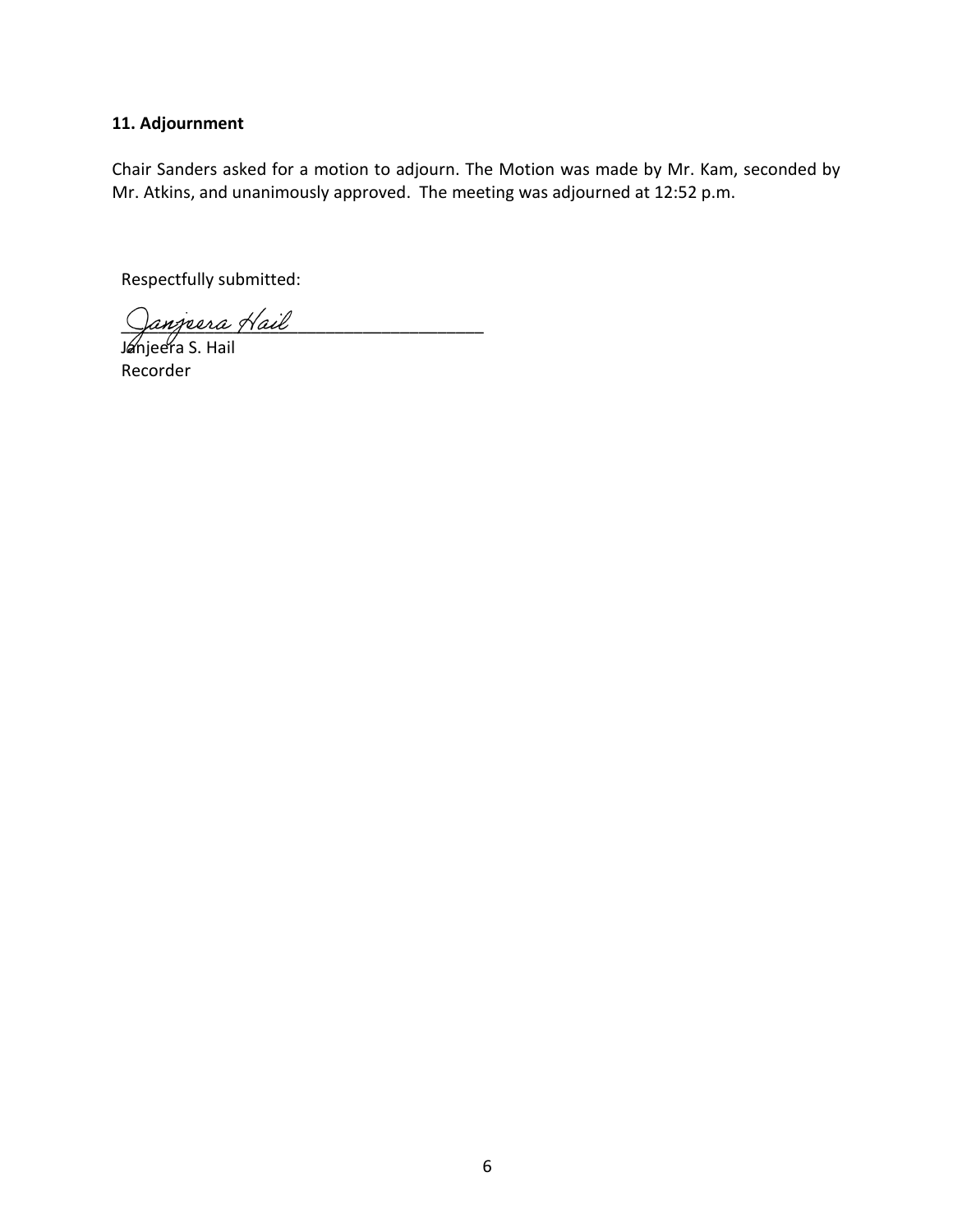### 11. Adjournment

Chair Sanders asked for a motion to adjourn. The Motion was made by Mr. Kam, seconded by Mr. Atkins, and unanimously approved. The meeting was adjourned at 12:52 p.m.

Respectfully submitted:

Janjeera Hail
_______________________________________

Janjeera S. Hail
Recorder